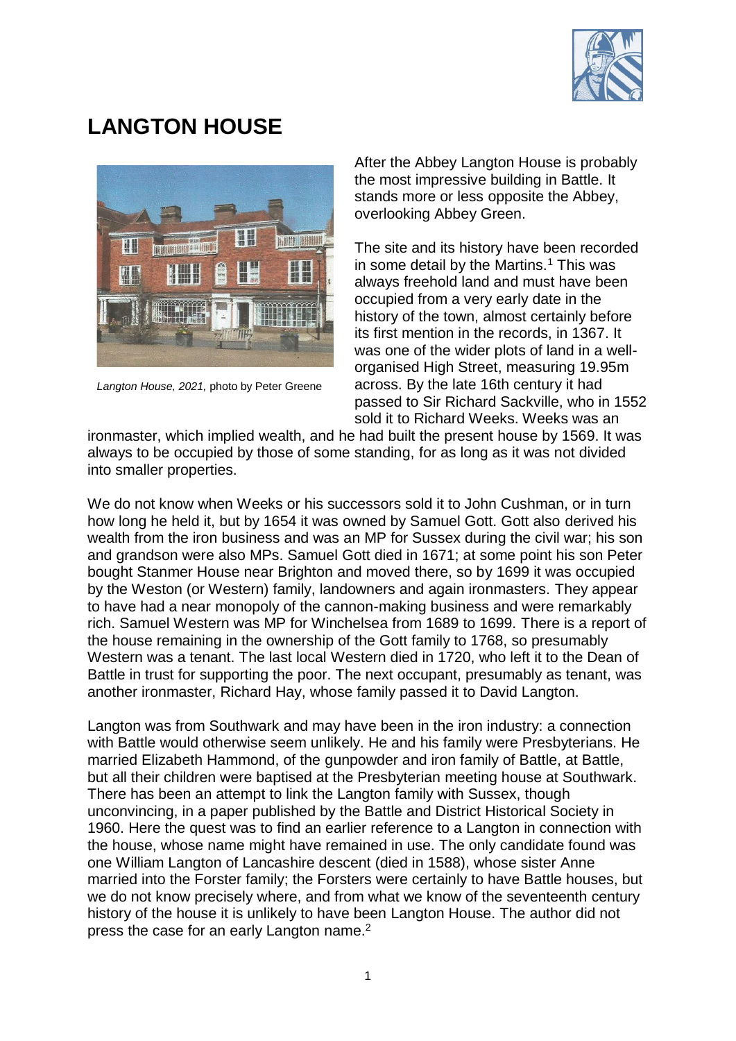# LANGTON HOUSE

*Langton House, 2021,* photo by Peter Greene

After the Abbey Langton House is probably the most impressive building in Battle. It stands more or less opposite the Abbey, overlooking Abbey Green.

The site and its history have been recorded in some detail by the Martins.[1] This was always freehold land and must have been occupied from a very early date in the history of the town, almost certainly before its first mention in the records, in 1367. It was one of the wider plots of land in a well-organised High Street, measuring 19.95m across. By the late 16th century it had passed to Sir Richard Sackville, who in 1552 sold it to Richard Weeks. Weeks was an ironmaster, which implied wealth, and he had built the present house by 1569. It was always to be occupied by those of some standing, for as long as it was not divided into smaller properties.

We do not know when Weeks or his successors sold it to John Cushman, or in turn how long he held it, but by 1654 it was owned by Samuel Gott. Gott also derived his wealth from the iron business and was an MP for Sussex during the civil war; his son and grandson were also MPs. Samuel Gott died in 1671; at some point his son Peter bought Stanmer House near Brighton and moved there, so by 1699 it was occupied by the Weston (or Western) family, landowners and again ironmasters. They appear to have had a near monopoly of the cannon-making business and were remarkably rich. Samuel Western was MP for Winchelsea from 1689 to 1699. There is a report of the house remaining in the ownership of the Gott family to 1768, so presumably Western was a tenant. The last local Western died in 1720, who left it to the Dean of Battle in trust for supporting the poor. The next occupant, presumably as tenant, was another ironmaster, Richard Hay, whose family passed it to David Langton.

Langton was from Southwark and may have been in the iron industry: a connection with Battle would otherwise seem unlikely. He and his family were Presbyterians. He married Elizabeth Hammond, of the gunpowder and iron family of Battle, at Battle, but all their children were baptised at the Presbyterian meeting house at Southwark. There has been an attempt to link the Langton family with Sussex, though unconvincing, in a paper published by the Battle and District Historical Society in 1960. Here the quest was to find an earlier reference to a Langton in connection with the house, whose name might have remained in use. The only candidate found was one William Langton of Lancashire descent (died in 1588), whose sister Anne married into the Forster family; the Forsters were certainly to have Battle houses, but we do not know precisely where, and from what we know of the seventeenth century history of the house it is unlikely to have been Langton House. The author did not press the case for an early Langton name.[2]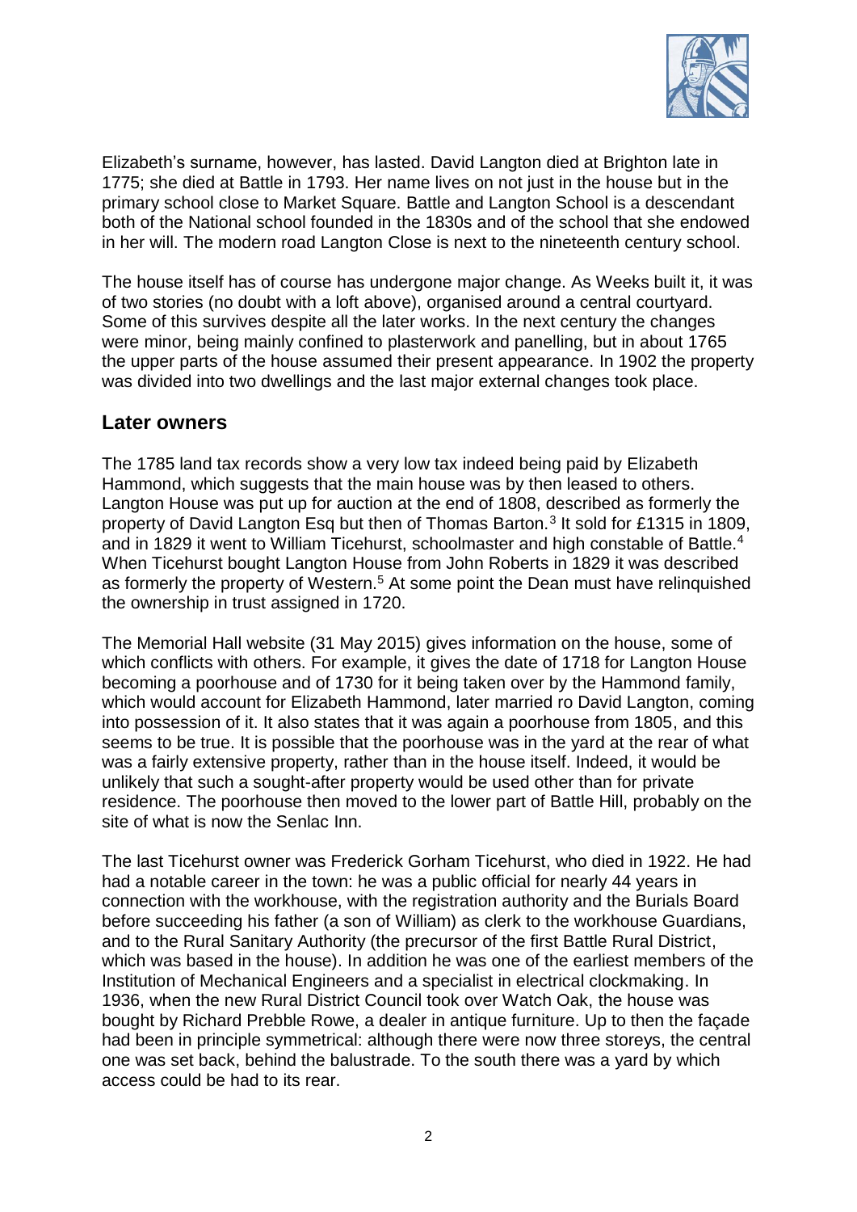Elizabeth's surname, however, has lasted. David Langton died at Brighton late in 1775; she died at Battle in 1793. Her name lives on not just in the house but in the primary school close to Market Square. Battle and Langton School is a descendant both of the National school founded in the 1830s and of the school that she endowed in her will. The modern road Langton Close is next to the nineteenth century school.

The house itself has of course has undergone major change. As Weeks built it, it was of two stories (no doubt with a loft above), organised around a central courtyard. Some of this survives despite all the later works. In the next century the changes were minor, being mainly confined to plasterwork and panelling, but in about 1765 the upper parts of the house assumed their present appearance. In 1902 the property was divided into two dwellings and the last major external changes took place.

## Later owners

The 1785 land tax records show a very low tax indeed being paid by Elizabeth Hammond, which suggests that the main house was by then leased to others. Langton House was put up for auction at the end of 1808, described as formerly the property of David Langton Esq but then of Thomas Barton.[3] It sold for £1315 in 1809, and in 1829 it went to William Ticehurst, schoolmaster and high constable of Battle.[4] When Ticehurst bought Langton House from John Roberts in 1829 it was described as formerly the property of Western.[5] At some point the Dean must have relinquished the ownership in trust assigned in 1720.

The Memorial Hall website (31 May 2015) gives information on the house, some of which conflicts with others. For example, it gives the date of 1718 for Langton House becoming a poorhouse and of 1730 for it being taken over by the Hammond family, which would account for Elizabeth Hammond, later married ro David Langton, coming into possession of it. It also states that it was again a poorhouse from 1805, and this seems to be true. It is possible that the poorhouse was in the yard at the rear of what was a fairly extensive property, rather than in the house itself. Indeed, it would be unlikely that such a sought-after property would be used other than for private residence. The poorhouse then moved to the lower part of Battle Hill, probably on the site of what is now the Senlac Inn.

The last Ticehurst owner was Frederick Gorham Ticehurst, who died in 1922. He had had a notable career in the town: he was a public official for nearly 44 years in connection with the workhouse, with the registration authority and the Burials Board before succeeding his father (a son of William) as clerk to the workhouse Guardians, and to the Rural Sanitary Authority (the precursor of the first Battle Rural District, which was based in the house). In addition he was one of the earliest members of the Institution of Mechanical Engineers and a specialist in electrical clockmaking. In 1936, when the new Rural District Council took over Watch Oak, the house was bought by Richard Prebble Rowe, a dealer in antique furniture. Up to then the façade had been in principle symmetrical: although there were now three storeys, the central one was set back, behind the balustrade. To the south there was a yard by which access could be had to its rear.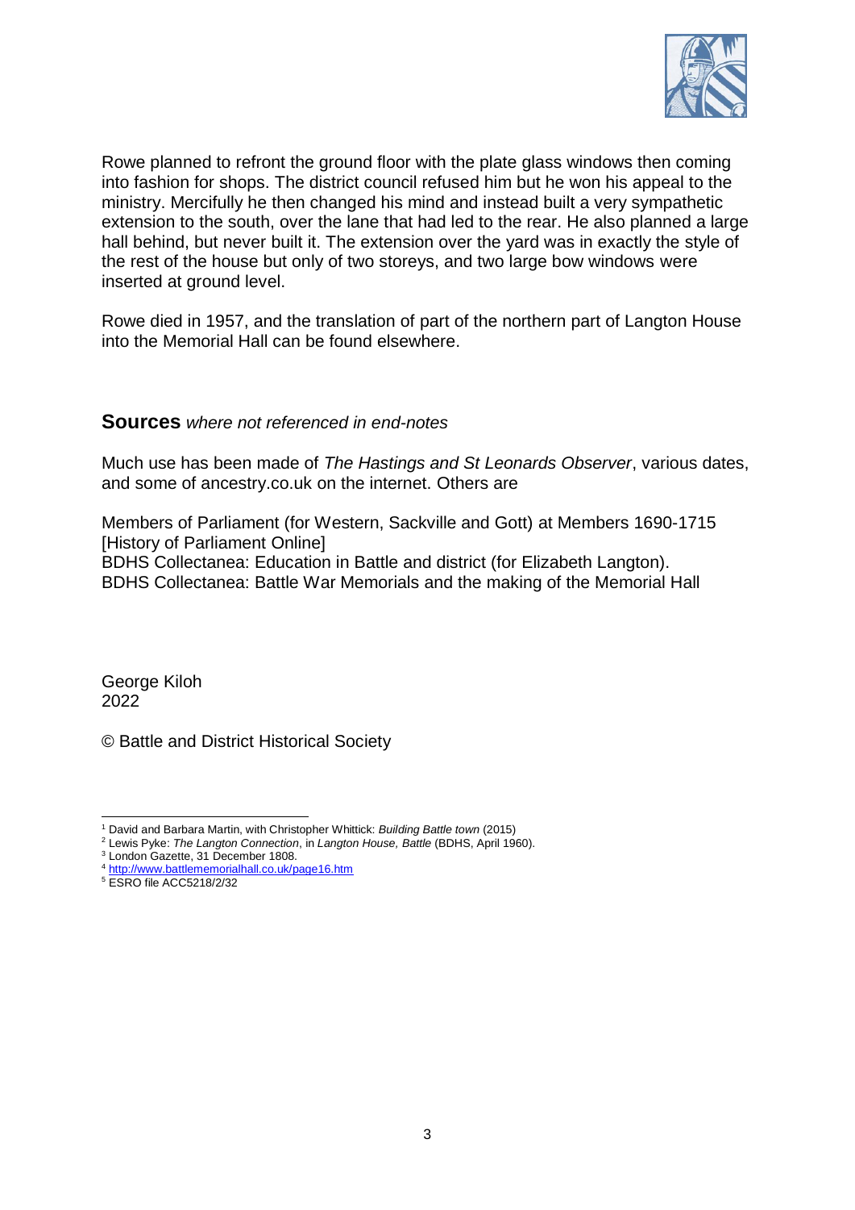Rowe planned to refront the ground floor with the plate glass windows then coming into fashion for shops. The district council refused him but he won his appeal to the ministry. Mercifully he then changed his mind and instead built a very sympathetic extension to the south, over the lane that had led to the rear. He also planned a large hall behind, but never built it. The extension over the yard was in exactly the style of the rest of the house but only of two storeys, and two large bow windows were inserted at ground level.

Rowe died in 1957, and the translation of part of the northern part of Langton House into the Memorial Hall can be found elsewhere.

## **Sources** *where not referenced in end-notes*

Much use has been made of *The Hastings and St Leonards Observer*, various dates, and some of ancestry.co.uk on the internet. Others are

Members of Parliament (for Western, Sackville and Gott) at Members 1690-1715 [History of Parliament Online]
BDHS Collectanea: Education in Battle and district (for Elizabeth Langton).
BDHS Collectanea: Battle War Memorials and the making of the Memorial Hall

George Kiloh
2022

© Battle and District Historical Society

---

[1] David and Barbara Martin, with Christopher Whittick: *Building Battle town* (2015)
[2] Lewis Pyke: *The Langton Connection*, in *Langton House, Battle* (BDHS, April 1960).
[3] London Gazette, 31 December 1808.
[4] http://www.battlememorialhall.co.uk/page16.htm
[5] ESRO file ACC5218/2/32